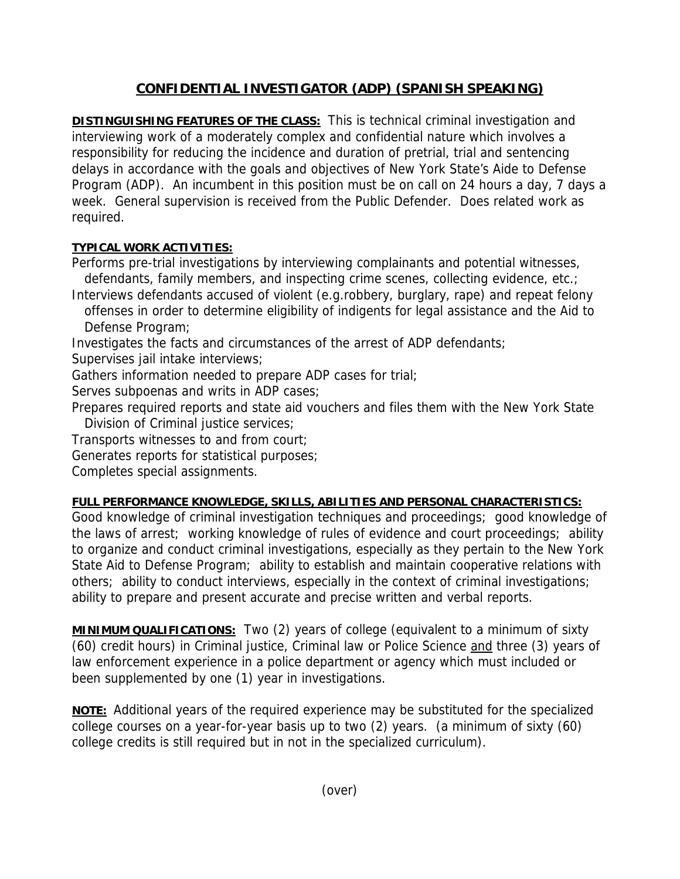# CONFIDENTIAL INVESTIGATOR (ADP) (SPANISH SPEAKING)

**DISTINGUISHING FEATURES OF THE CLASS:** This is technical criminal investigation and interviewing work of a moderately complex and confidential nature which involves a responsibility for reducing the incidence and duration of pretrial, trial and sentencing delays in accordance with the goals and objectives of New York State's Aide to Defense Program (ADP). An incumbent in this position must be on call on 24 hours a day, 7 days a week. General supervision is received from the Public Defender. Does related work as required.

**TYPICAL WORK ACTIVITIES:**

Performs pre-trial investigations by interviewing complainants and potential witnesses, defendants, family members, and inspecting crime scenes, collecting evidence, etc.;
Interviews defendants accused of violent (e.g.robbery, burglary, rape) and repeat felony offenses in order to determine eligibility of indigents for legal assistance and the Aid to Defense Program;
Investigates the facts and circumstances of the arrest of ADP defendants;
Supervises jail intake interviews;
Gathers information needed to prepare ADP cases for trial;
Serves subpoenas and writs in ADP cases;
Prepares required reports and state aid vouchers and files them with the New York State Division of Criminal justice services;
Transports witnesses to and from court;
Generates reports for statistical purposes;
Completes special assignments.

**FULL PERFORMANCE KNOWLEDGE, SKILLS, ABILITIES AND PERSONAL CHARACTERISTICS:**
Good knowledge of criminal investigation techniques and proceedings; good knowledge of the laws of arrest; working knowledge of rules of evidence and court proceedings; ability to organize and conduct criminal investigations, especially as they pertain to the New York State Aid to Defense Program; ability to establish and maintain cooperative relations with others; ability to conduct interviews, especially in the context of criminal investigations; ability to prepare and present accurate and precise written and verbal reports.

**MINIMUM QUALIFICATIONS:** Two (2) years of college (equivalent to a minimum of sixty (60) credit hours) in Criminal justice, Criminal law or Police Science <u>and</u> three (3) years of law enforcement experience in a police department or agency which must included or been supplemented by one (1) year in investigations.

**NOTE:** Additional years of the required experience may be substituted for the specialized college courses on a year-for-year basis up to two (2) years. (a minimum of sixty (60) college credits is still required but in not in the specialized curriculum).

(over)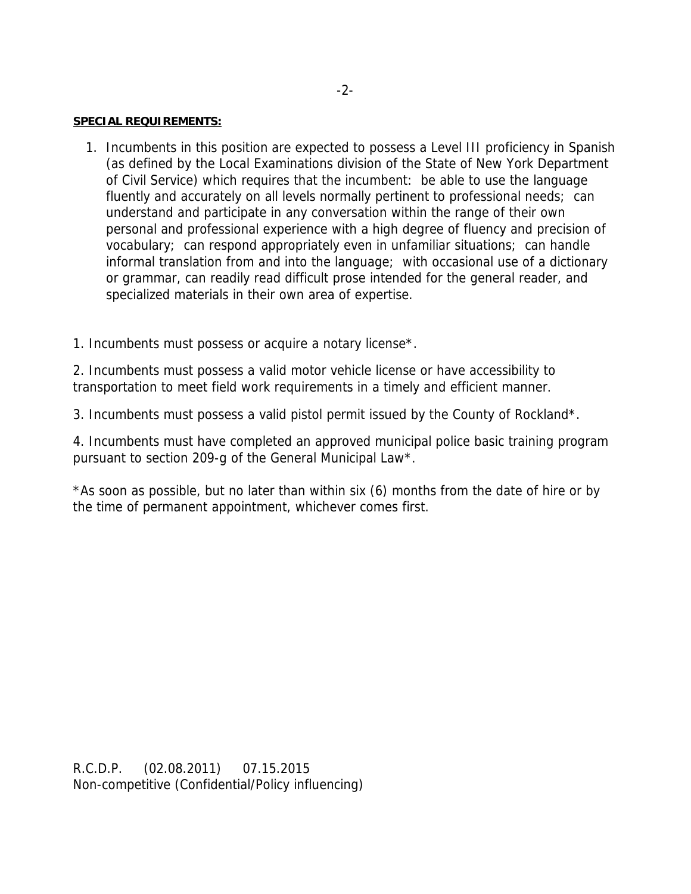**SPECIAL REQUIREMENTS:**

1. Incumbents in this position are expected to possess a Level III proficiency in Spanish (as defined by the Local Examinations division of the State of New York Department of Civil Service) which requires that the incumbent: be able to use the language fluently and accurately on all levels normally pertinent to professional needs; can understand and participate in any conversation within the range of their own personal and professional experience with a high degree of fluency and precision of vocabulary; can respond appropriately even in unfamiliar situations; can handle informal translation from and into the language; with occasional use of a dictionary or grammar, can readily read difficult prose intended for the general reader, and specialized materials in their own area of expertise.

1. Incumbents must possess or acquire a notary license*.

2. Incumbents must possess a valid motor vehicle license or have accessibility to transportation to meet field work requirements in a timely and efficient manner.

3. Incumbents must possess a valid pistol permit issued by the County of Rockland*.

4. Incumbents must have completed an approved municipal police basic training program pursuant to section 209-g of the General Municipal Law*.

*As soon as possible, but no later than within six (6) months from the date of hire or by the time of permanent appointment, whichever comes first.

R.C.D.P. (02.08.2011) 07.15.2015
Non-competitive (Confidential/Policy influencing)